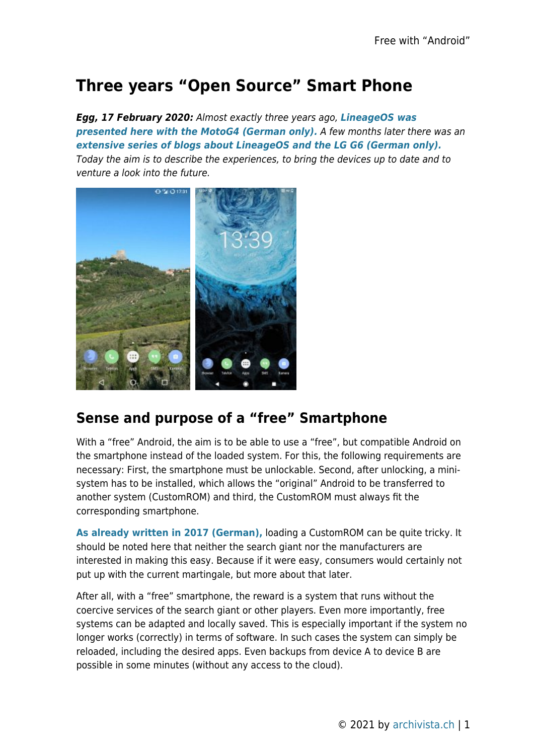# Three years “Open Source” Smart Phone

***Egg, 17 February 2020:*** *Almost exactly three years ago,* ***LineageOS was presented here with the MotoG4 (German only).*** *A few months later there was an* ***extensive series of blogs about LineageOS and the LG G6 (German only).*** *Today the aim is to describe the experiences, to bring the devices up to date and to venture a look into the future.*

## Sense and purpose of a “free” Smartphone

With a “free” Android, the aim is to be able to use a “free”, but compatible Android on the smartphone instead of the loaded system. For this, the following requirements are necessary: First, the smartphone must be unlockable. Second, after unlocking, a mini-system has to be installed, which allows the “original” Android to be transferred to another system (CustomROM) and third, the CustomROM must always fit the corresponding smartphone.

**As already written in 2017 (German),** loading a CustomROM can be quite tricky. It should be noted here that neither the search giant nor the manufacturers are interested in making this easy. Because if it were easy, consumers would certainly not put up with the current martingale, but more about that later.

After all, with a “free” smartphone, the reward is a system that runs without the coercive services of the search giant or other players. Even more importantly, free systems can be adapted and locally saved. This is especially important if the system no longer works (correctly) in terms of software. In such cases the system can simply be reloaded, including the desired apps. Even backups from device A to device B are possible in some minutes (without any access to the cloud).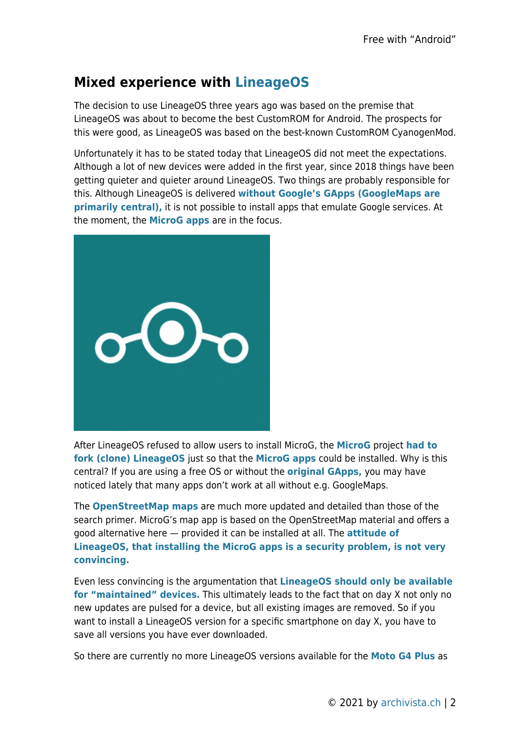## Mixed experience with LineageOS

The decision to use LineageOS three years ago was based on the premise that LineageOS was about to become the best CustomROM for Android. The prospects for this were good, as LineageOS was based on the best-known CustomROM CyanogenMod.

Unfortunately it has to be stated today that LineageOS did not meet the expectations. Although a lot of new devices were added in the first year, since 2018 things have been getting quieter and quieter around LineageOS. Two things are probably responsible for this. Although LineageOS is delivered **without Google's GApps (GoogleMaps are primarily central),** it is not possible to install apps that emulate Google services. At the moment, the **MicroG apps** are in the focus.

After LineageOS refused to allow users to install MicroG, the **MicroG** project **had to fork (clone) LineageOS** just so that the **MicroG apps** could be installed. Why is this central? If you are using a free OS or without the **original GApps,** you may have noticed lately that many apps don't work at all without e.g. GoogleMaps.

The **OpenStreetMap maps** are much more updated and detailed than those of the search primer. MicroG's map app is based on the OpenStreetMap material and offers a good alternative here — provided it can be installed at all. The **attitude of LineageOS, that installing the MicroG apps is a security problem, is not very convincing.**

Even less convincing is the argumentation that **LineageOS should only be available for "maintained" devices.** This ultimately leads to the fact that on day X not only no new updates are pulsed for a device, but all existing images are removed. So if you want to install a LineageOS version for a specific smartphone on day X, you have to save all versions you have ever downloaded.

So there are currently no more LineageOS versions available for the **Moto G4 Plus** as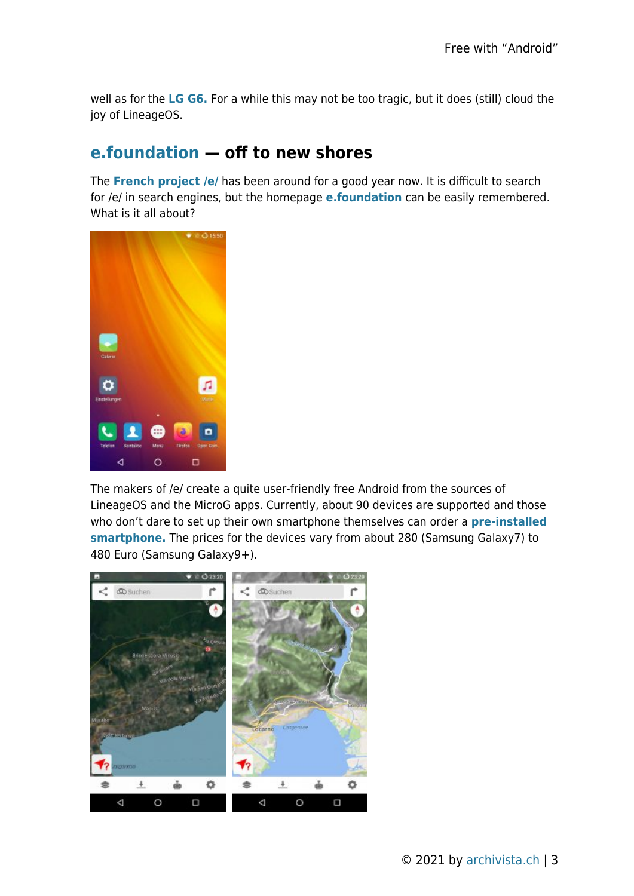well as for the **LG G6.** For a while this may not be too tragic, but it does (still) cloud the joy of LineageOS.

## **e.foundation** — off to new shores

The **French project /e/** has been around for a good year now. It is difficult to search for /e/ in search engines, but the homepage **e.foundation** can be easily remembered. What is it all about?

The makers of /e/ create a quite user-friendly free Android from the sources of LineageOS and the MicroG apps. Currently, about 90 devices are supported and those who don't dare to set up their own smartphone themselves can order a **pre-installed smartphone.** The prices for the devices vary from about 280 (Samsung Galaxy7) to 480 Euro (Samsung Galaxy9+).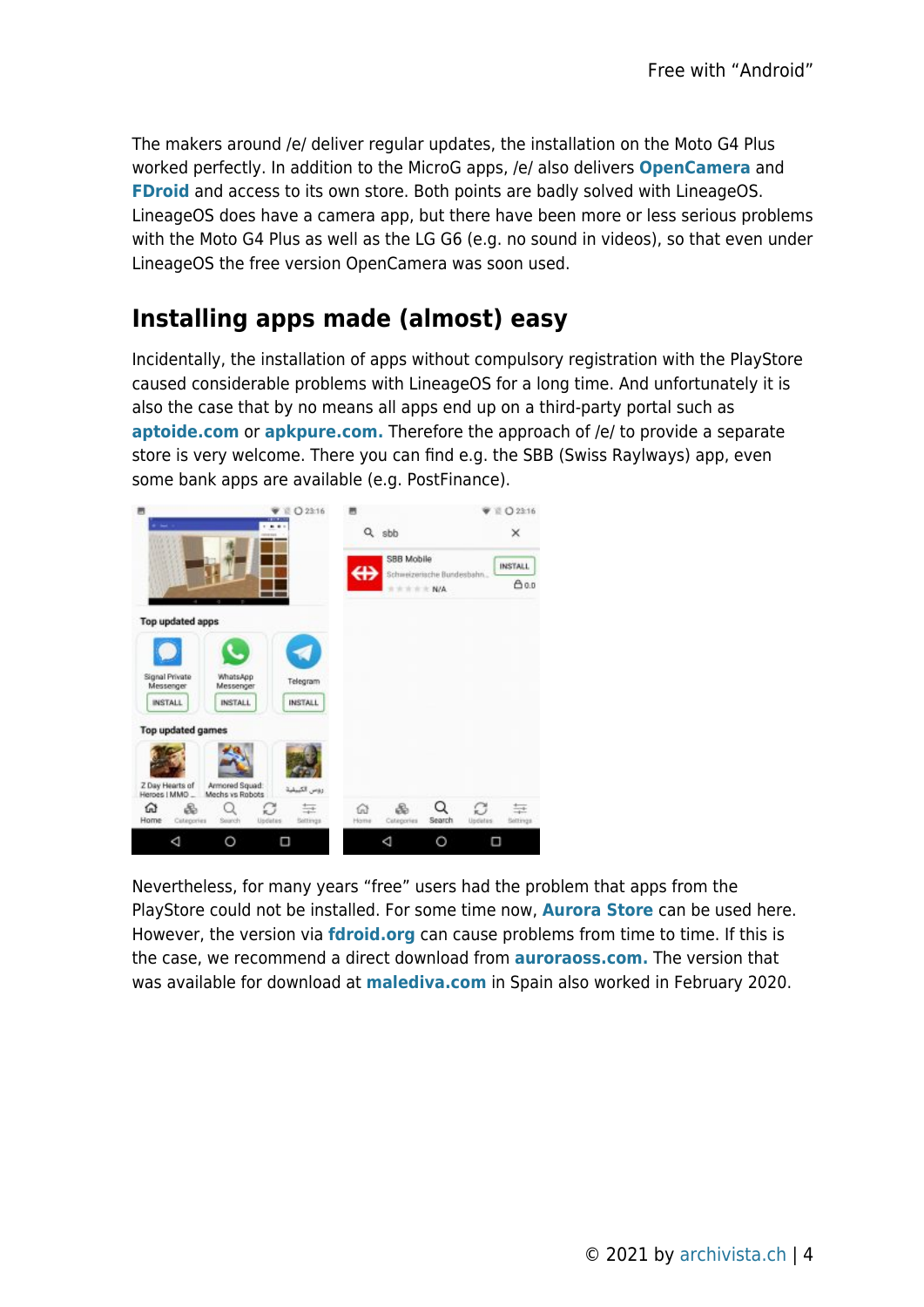The makers around /e/ deliver regular updates, the installation on the Moto G4 Plus worked perfectly. In addition to the MicroG apps, /e/ also delivers **OpenCamera** and **FDroid** and access to its own store. Both points are badly solved with LineageOS. LineageOS does have a camera app, but there have been more or less serious problems with the Moto G4 Plus as well as the LG G6 (e.g. no sound in videos), so that even under LineageOS the free version OpenCamera was soon used.

## Installing apps made (almost) easy

Incidentally, the installation of apps without compulsory registration with the PlayStore caused considerable problems with LineageOS for a long time. And unfortunately it is also the case that by no means all apps end up on a third-party portal such as **aptoide.com** or **apkpure.com.** Therefore the approach of /e/ to provide a separate store is very welcome. There you can find e.g. the SBB (Swiss Raylways) app, even some bank apps are available (e.g. PostFinance).

Nevertheless, for many years "free" users had the problem that apps from the PlayStore could not be installed. For some time now, **Aurora Store** can be used here. However, the version via **fdroid.org** can cause problems from time to time. If this is the case, we recommend a direct download from **auroraoss.com.** The version that was available for download at **malediva.com** in Spain also worked in February 2020.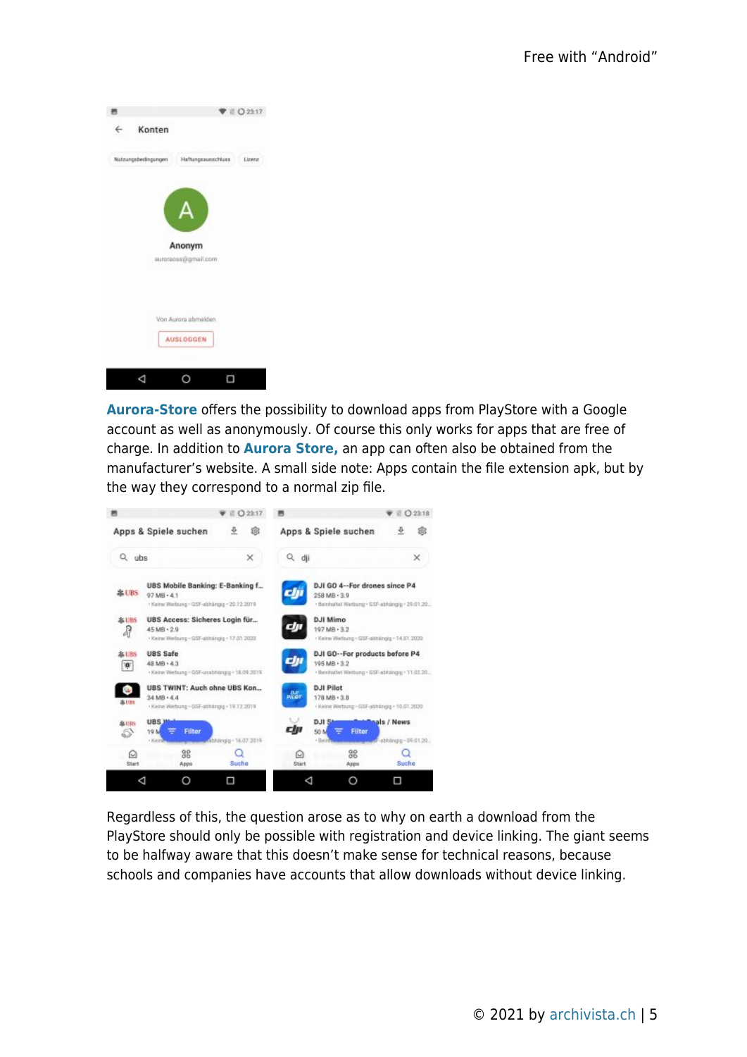Aurora-Store offers the possibility to download apps from PlayStore with a Google account as well as anonymously. Of course this only works for apps that are free of charge. In addition to Aurora Store, an app can often also be obtained from the manufacturer's website. A small side note: Apps contain the file extension apk, but by the way they correspond to a normal zip file.

Regardless of this, the question arose as to why on earth a download from the PlayStore should only be possible with registration and device linking. The giant seems to be halfway aware that this doesn't make sense for technical reasons, because schools and companies have accounts that allow downloads without device linking.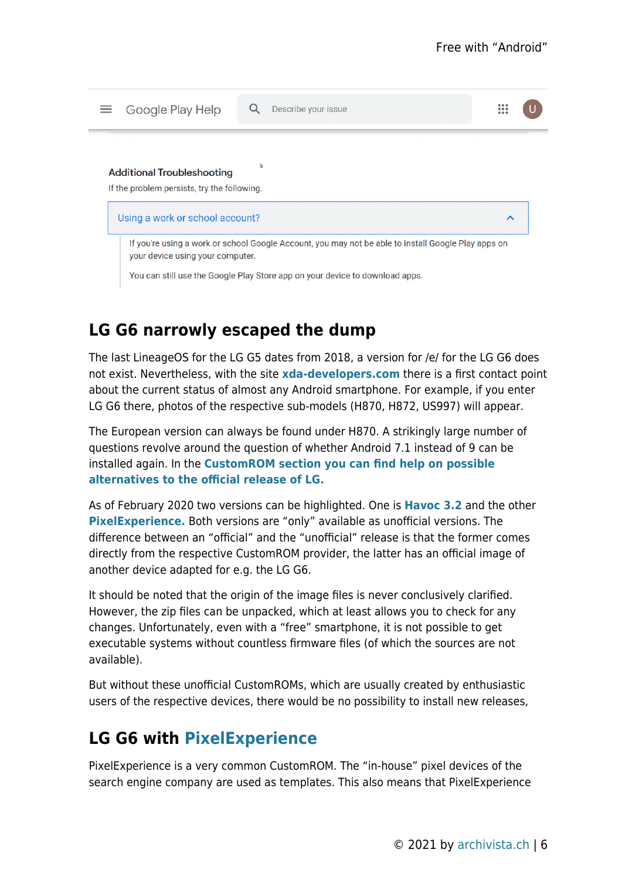Additional Troubleshooting

If the problem persists, try the following.

Using a work or school account?

If you're using a work or school Google Account, you may not be able to install Google Play apps on your device using your computer.

You can still use the Google Play Store app on your device to download apps.

## LG G6 narrowly escaped the dump

The last LineageOS for the LG G5 dates from 2018, a version for /e/ for the LG G6 does not exist. Nevertheless, with the site **xda-developers.com** there is a first contact point about the current status of almost any Android smartphone. For example, if you enter LG G6 there, photos of the respective sub-models (H870, H872, US997) will appear.

The European version can always be found under H870. A strikingly large number of questions revolve around the question of whether Android 7.1 instead of 9 can be installed again. In the **CustomROM section you can find help on possible alternatives to the official release of LG.**

As of February 2020 two versions can be highlighted. One is **Havoc 3.2** and the other **PixelExperience.** Both versions are "only" available as unofficial versions. The difference between an "official" and the "unofficial" release is that the former comes directly from the respective CustomROM provider, the latter has an official image of another device adapted for e.g. the LG G6.

It should be noted that the origin of the image files is never conclusively clarified. However, the zip files can be unpacked, which at least allows you to check for any changes. Unfortunately, even with a "free" smartphone, it is not possible to get executable systems without countless firmware files (of which the sources are not available).

But without these unofficial CustomROMs, which are usually created by enthusiastic users of the respective devices, there would be no possibility to install new releases,

## LG G6 with PixelExperience

PixelExperience is a very common CustomROM. The "in-house" pixel devices of the search engine company are used as templates. This also means that PixelExperience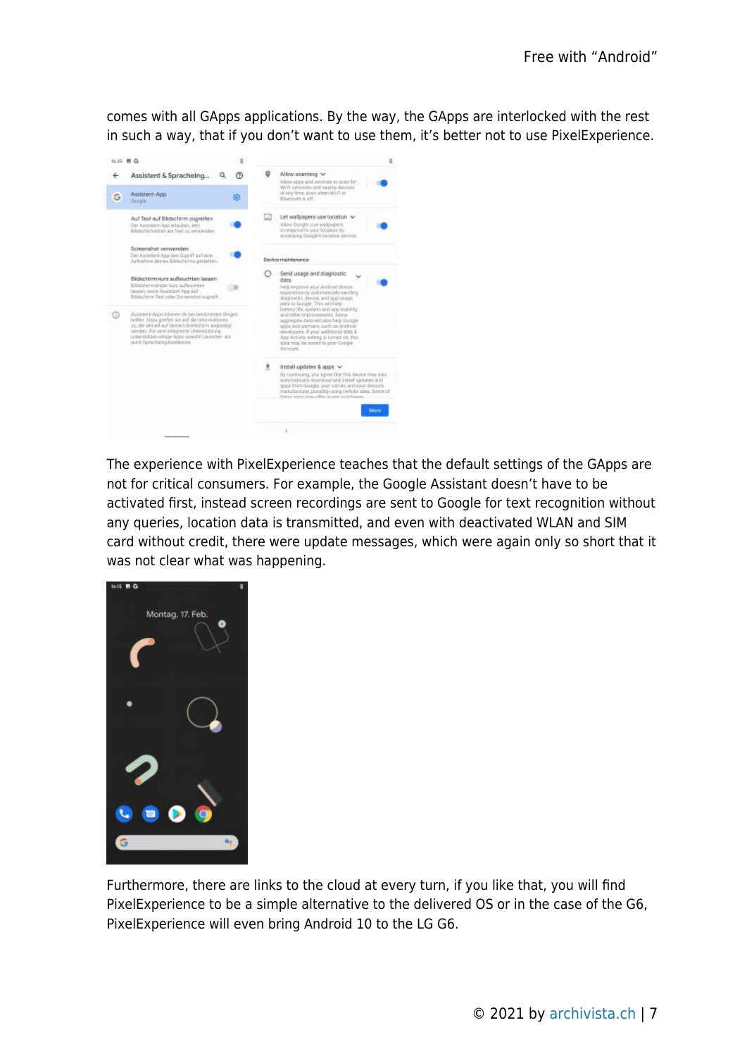comes with all GApps applications. By the way, the GApps are interlocked with the rest in such a way, that if you don't want to use them, it's better not to use PixelExperience.

The experience with PixelExperience teaches that the default settings of the GApps are not for critical consumers. For example, the Google Assistant doesn't have to be activated first, instead screen recordings are sent to Google for text recognition without any queries, location data is transmitted, and even with deactivated WLAN and SIM card without credit, there were update messages, which were again only so short that it was not clear what was happening.

Furthermore, there are links to the cloud at every turn, if you like that, you will find PixelExperience to be a simple alternative to the delivered OS or in the case of the G6, PixelExperience will even bring Android 10 to the LG G6.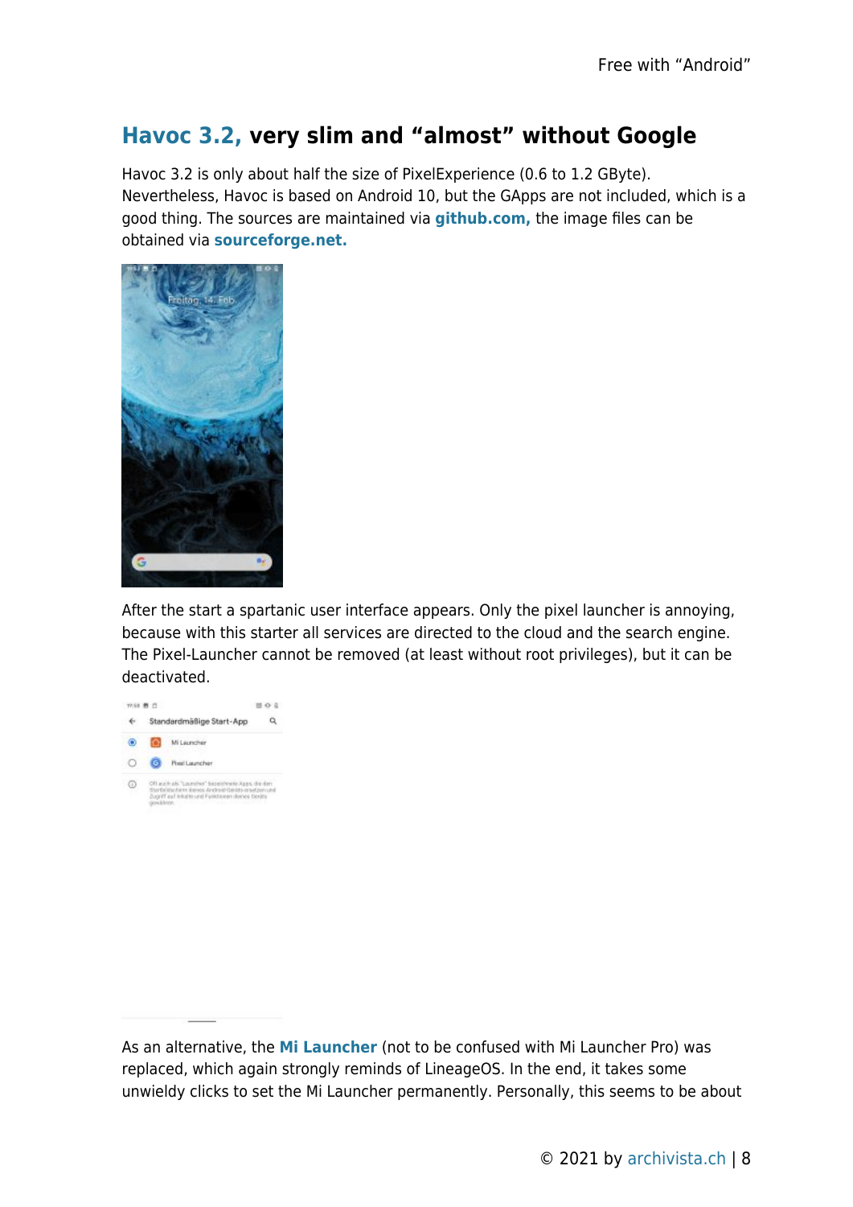## Havoc 3.2, very slim and "almost" without Google

Havoc 3.2 is only about half the size of PixelExperience (0.6 to 1.2 GByte). Nevertheless, Havoc is based on Android 10, but the GApps are not included, which is a good thing. The sources are maintained via **github.com,** the image files can be obtained via **sourceforge.net.**

After the start a spartanic user interface appears. Only the pixel launcher is annoying, because with this starter all services are directed to the cloud and the search engine. The Pixel-Launcher cannot be removed (at least without root privileges), but it can be deactivated.

As an alternative, the **Mi Launcher** (not to be confused with Mi Launcher Pro) was replaced, which again strongly reminds of LineageOS. In the end, it takes some unwieldy clicks to set the Mi Launcher permanently. Personally, this seems to be about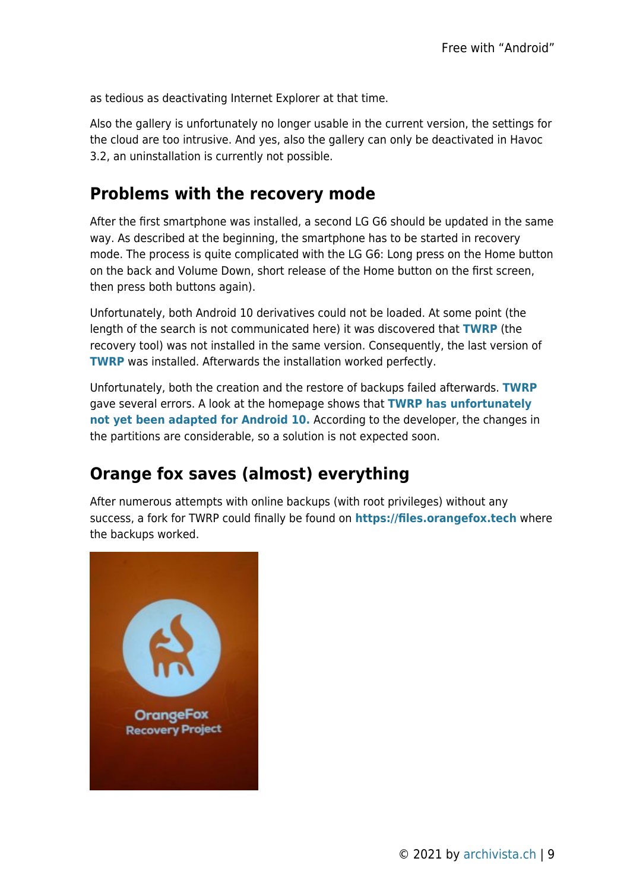as tedious as deactivating Internet Explorer at that time.

Also the gallery is unfortunately no longer usable in the current version, the settings for the cloud are too intrusive. And yes, also the gallery can only be deactivated in Havoc 3.2, an uninstallation is currently not possible.

## Problems with the recovery mode

After the first smartphone was installed, a second LG G6 should be updated in the same way. As described at the beginning, the smartphone has to be started in recovery mode. The process is quite complicated with the LG G6: Long press on the Home button on the back and Volume Down, short release of the Home button on the first screen, then press both buttons again).

Unfortunately, both Android 10 derivatives could not be loaded. At some point (the length of the search is not communicated here) it was discovered that **TWRP** (the recovery tool) was not installed in the same version. Consequently, the last version of **TWRP** was installed. Afterwards the installation worked perfectly.

Unfortunately, both the creation and the restore of backups failed afterwards. **TWRP** gave several errors. A look at the homepage shows that **TWRP has unfortunately not yet been adapted for Android 10.** According to the developer, the changes in the partitions are considerable, so a solution is not expected soon.

## Orange fox saves (almost) everything

After numerous attempts with online backups (with root privileges) without any success, a fork for TWRP could finally be found on **https://files.orangefox.tech** where the backups worked.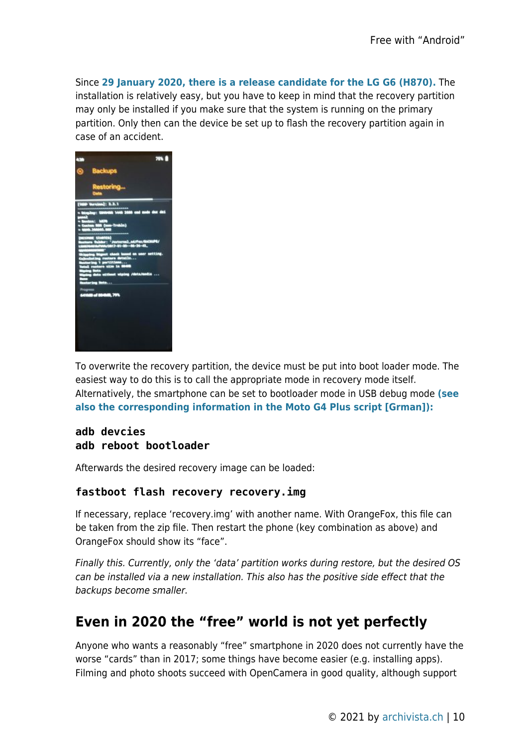Since **29 January 2020, there is a release candidate for the LG G6 (H870).** The installation is relatively easy, but you have to keep in mind that the recovery partition may only be installed if you make sure that the system is running on the primary partition. Only then can the device be set up to flash the recovery partition again in case of an accident.

To overwrite the recovery partition, the device must be put into boot loader mode. The easiest way to do this is to call the appropriate mode in recovery mode itself. Alternatively, the smartphone can be set to bootloader mode in USB debug mode **(see also the corresponding information in the Moto G4 Plus script [Grman]):**

```
adb devcies
adb reboot bootloader
```

Afterwards the desired recovery image can be loaded:

```
fastboot flash recovery recovery.img
```

If necessary, replace 'recovery.img' with another name. With OrangeFox, this file can be taken from the zip file. Then restart the phone (key combination as above) and OrangeFox should show its "face".

*Finally this. Currently, only the 'data' partition works during restore, but the desired OS can be installed via a new installation. This also has the positive side effect that the backups become smaller.*

## Even in 2020 the "free" world is not yet perfectly

Anyone who wants a reasonably "free" smartphone in 2020 does not currently have the worse "cards" than in 2017; some things have become easier (e.g. installing apps). Filming and photo shoots succeed with OpenCamera in good quality, although support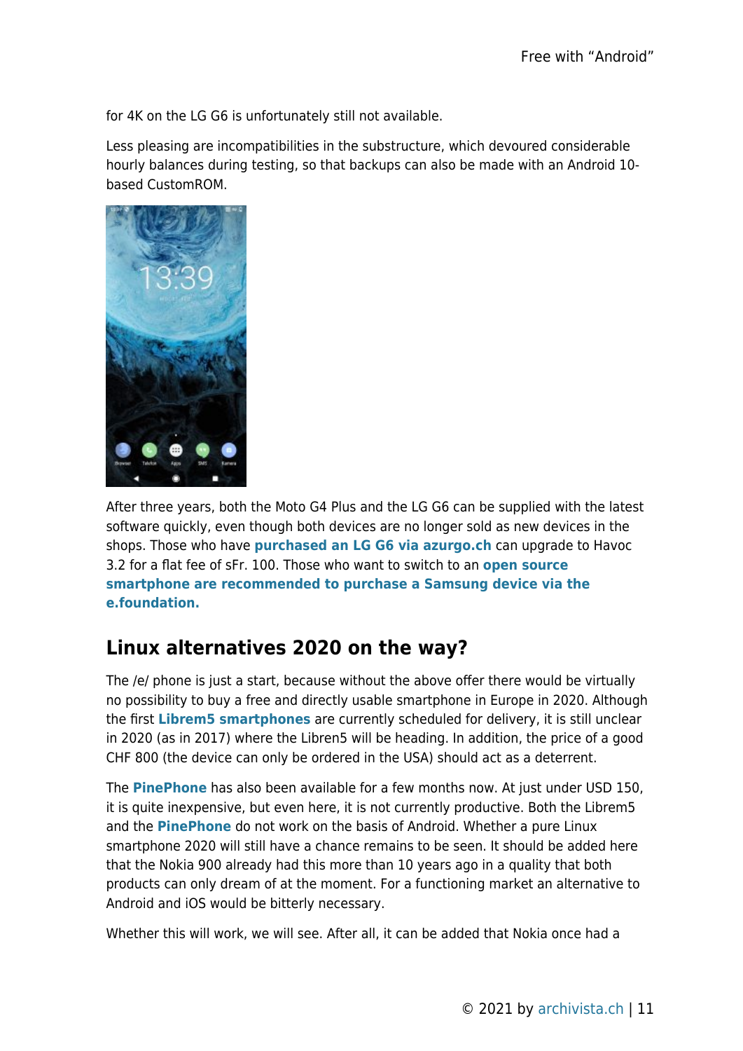for 4K on the LG G6 is unfortunately still not available.

Less pleasing are incompatibilities in the substructure, which devoured considerable hourly balances during testing, so that backups can also be made with an Android 10-based CustomROM.

After three years, both the Moto G4 Plus and the LG G6 can be supplied with the latest software quickly, even though both devices are no longer sold as new devices in the shops. Those who have **purchased an LG G6 via azurgo.ch** can upgrade to Havoc 3.2 for a flat fee of sFr. 100. Those who want to switch to an **open source smartphone are recommended to purchase a Samsung device via the e.foundation.**

## Linux alternatives 2020 on the way?

The /e/ phone is just a start, because without the above offer there would be virtually no possibility to buy a free and directly usable smartphone in Europe in 2020. Although the first **Librem5 smartphones** are currently scheduled for delivery, it is still unclear in 2020 (as in 2017) where the Libren5 will be heading. In addition, the price of a good CHF 800 (the device can only be ordered in the USA) should act as a deterrent.

The **PinePhone** has also been available for a few months now. At just under USD 150, it is quite inexpensive, but even here, it is not currently productive. Both the Librem5 and the **PinePhone** do not work on the basis of Android. Whether a pure Linux smartphone 2020 will still have a chance remains to be seen. It should be added here that the Nokia 900 already had this more than 10 years ago in a quality that both products can only dream of at the moment. For a functioning market an alternative to Android and iOS would be bitterly necessary.

Whether this will work, we will see. After all, it can be added that Nokia once had a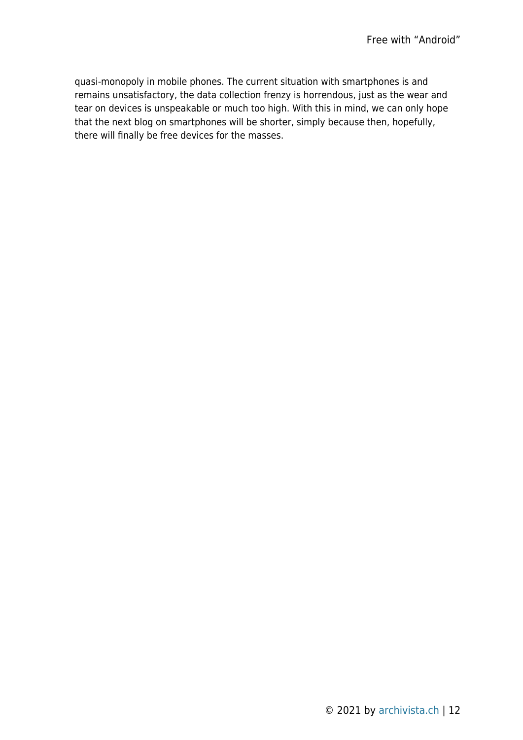quasi-monopoly in mobile phones. The current situation with smartphones is and remains unsatisfactory, the data collection frenzy is horrendous, just as the wear and tear on devices is unspeakable or much too high. With this in mind, we can only hope that the next blog on smartphones will be shorter, simply because then, hopefully, there will finally be free devices for the masses.